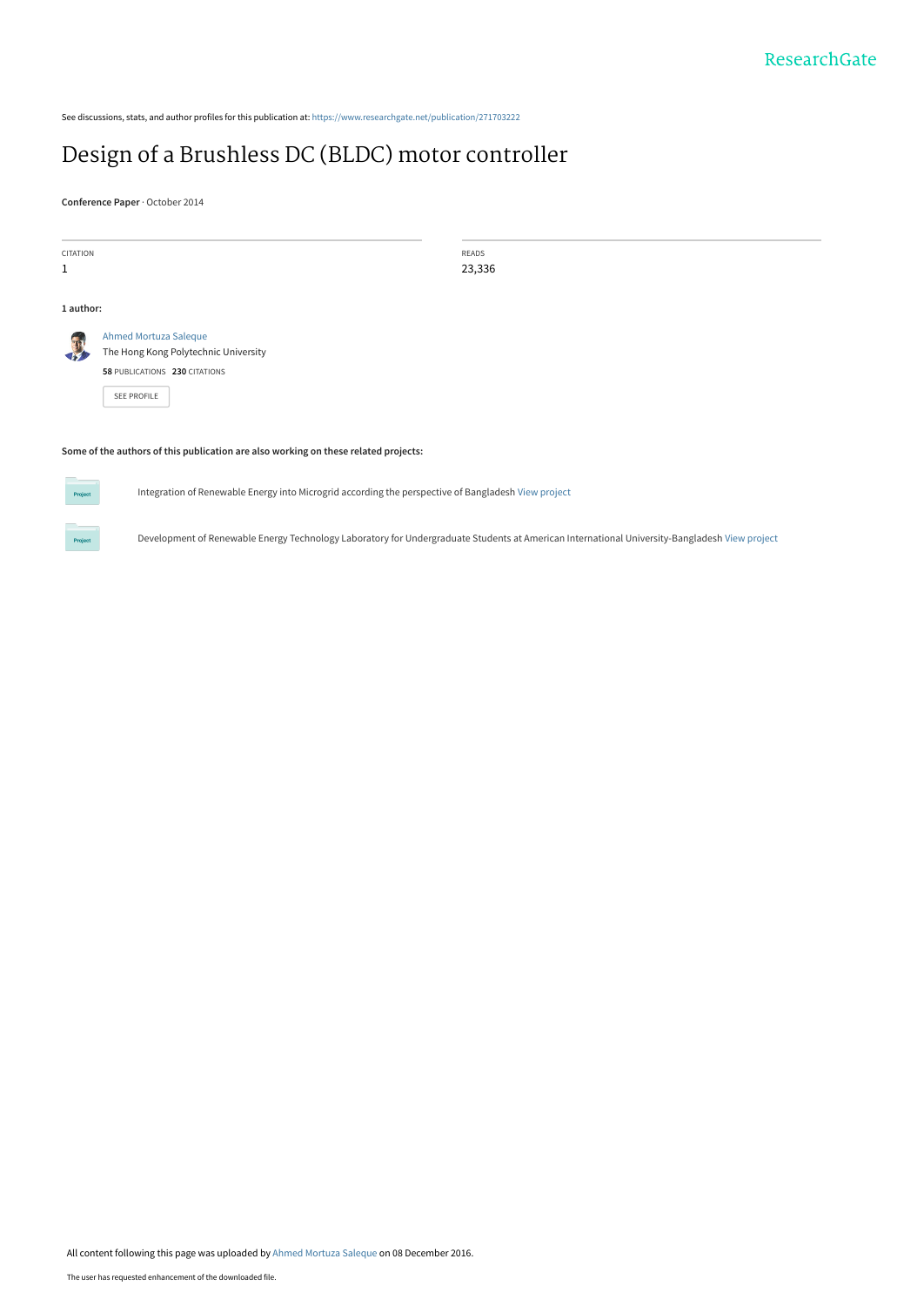See discussions, stats, and author profiles for this publication at: https://www.researchgate.net/publication/271703222

# Design of a Brushless DC (BLDC) motor controller

**Conference Paper** · October 2014

| CITATION | READS |
| --- | --- |
| 1 | 23,336 |

**1 author:**

Ahmed Mortuza Saleque
The Hong Kong Polytechnic University
**58** PUBLICATIONS **230** CITATIONS

SEE PROFILE

**Some of the authors of this publication are also working on these related projects:**

Integration of Renewable Energy into Microgrid according the perspective of Bangladesh View project

Development of Renewable Energy Technology Laboratory for Undergraduate Students at American International University-Bangladesh View project

All content following this page was uploaded by Ahmed Mortuza Saleque on 08 December 2016.

The user has requested enhancement of the downloaded file.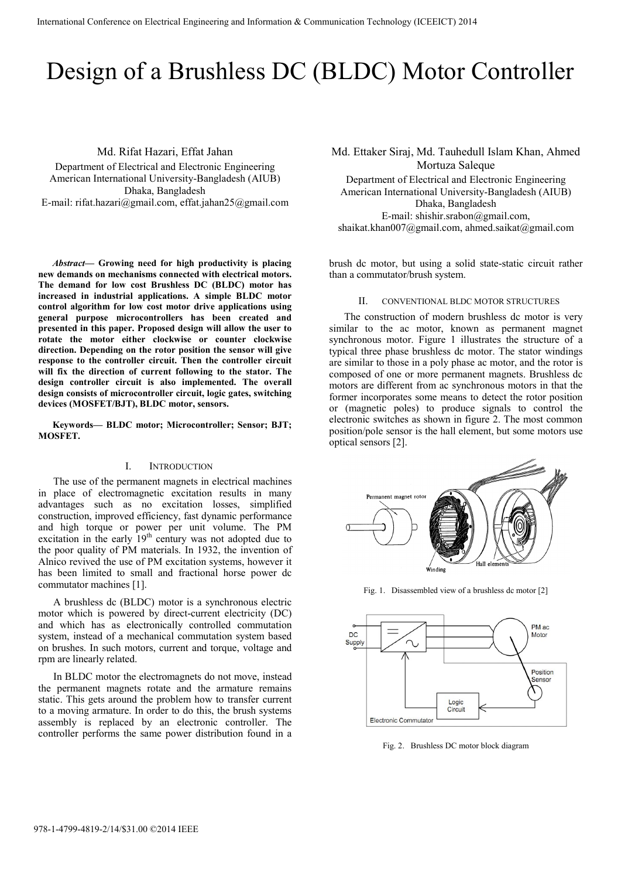# Design of a Brushless DC (BLDC) Motor Controller

Md. Rifat Hazari, Effat Jahan
Department of Electrical and Electronic Engineering
American International University-Bangladesh (AIUB)
Dhaka, Bangladesh
E-mail: rifat.hazari@gmail.com, effat.jahan25@gmail.com

Md. Ettaker Siraj, Md. Tauhedull Islam Khan, Ahmed Mortuza Saleque
Department of Electrical and Electronic Engineering
American International University-Bangladesh (AIUB)
Dhaka, Bangladesh
E-mail: shishir.srabon@gmail.com, shaikat.khan007@gmail.com, ahmed.saikat@gmail.com

***Abstract*— Growing need for high productivity is placing new demands on mechanisms connected with electrical motors. The demand for low cost Brushless DC (BLDC) motor has increased in industrial applications. A simple BLDC motor control algorithm for low cost motor drive applications using general purpose microcontrollers has been created and presented in this paper. Proposed design will allow the user to rotate the motor either clockwise or counter clockwise direction. Depending on the rotor position the sensor will give response to the controller circuit. Then the controller circuit will fix the direction of current following to the stator. The design controller circuit is also implemented. The overall design consists of microcontroller circuit, logic gates, switching devices (MOSFET/BJT), BLDC motor, sensors.**

**Keywords— BLDC motor; Microcontroller; Sensor; BJT; MOSFET.**

## I. Introduction

The use of the permanent magnets in electrical machines in place of electromagnetic excitation results in many advantages such as no excitation losses, simplified construction, improved efficiency, fast dynamic performance and high torque or power per unit volume. The PM excitation in the early 19[th] century was not adopted due to the poor quality of PM materials. In 1932, the invention of Alnico revived the use of PM excitation systems, however it has been limited to small and fractional horse power dc commutator machines [1].

A brushless dc (BLDC) motor is a synchronous electric motor which is powered by direct-current electricity (DC) and which has as electronically controlled commutation system, instead of a mechanical commutation system based on brushes. In such motors, current and torque, voltage and rpm are linearly related.

In BLDC motor the electromagnets do not move, instead the permanent magnets rotate and the armature remains static. This gets around the problem how to transfer current to a moving armature. In order to do this, the brush systems assembly is replaced by an electronic controller. The controller performs the same power distribution found in a brush dc motor, but using a solid state-static circuit rather than a commutator/brush system.

## II. Conventional BLDC Motor Structures

The construction of modern brushless dc motor is very similar to the ac motor, known as permanent magnet synchronous motor. Figure 1 illustrates the structure of a typical three phase brushless dc motor. The stator windings are similar to those in a poly phase ac motor, and the rotor is composed of one or more permanent magnets. Brushless dc motors are different from ac synchronous motors in that the former incorporates some means to detect the rotor position or (magnetic poles) to produce signals to control the electronic switches as shown in figure 2. The most common position/pole sensor is the hall element, but some motors use optical sensors [2].

Fig. 1. Disassembled view of a brushless dc motor [2]

Fig. 2. Brushless DC motor block diagram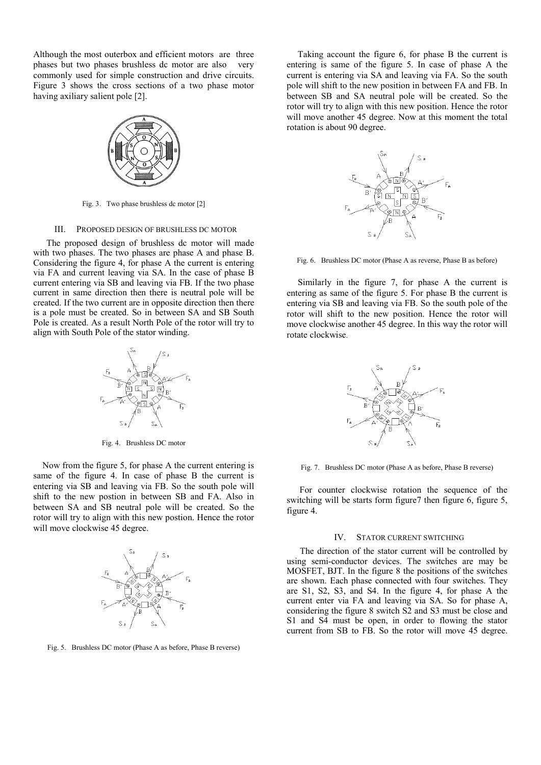Although the most outerbox and efficient motors are three phases but two phases brushless dc motor are also very commonly used for simple construction and drive circuits. Figure 3 shows the cross sections of a two phase motor having axiliary salient pole [2].

Fig. 3. Two phase brushless dc motor [2]

### III. PROPOSED DESIGN OF BRUSHLESS DC MOTOR

The proposed design of brushless dc motor will made with two phases. The two phases are phase A and phase B. Considering the figure 4, for phase A the current is entering via FA and current leaving via SA. In the case of phase B current entering via SB and leaving via FB. If the two phase current in same direction then there is neutral pole will be created. If the two current are in opposite direction then there is a pole must be created. So in between SA and SB South Pole is created. As a result North Pole of the rotor will try to align with South Pole of the stator winding.

Fig. 4. Brushless DC motor

Now from the figure 5, for phase A the current entering is same of the figure 4. In case of phase B the current is entering via SB and leaving via FB. So the south pole will shift to the new postion in between SB and FA. Also in between SA and SB neutral pole will be created. So the rotor will try to align with this new postion. Hence the rotor will move clockwise 45 degree.

Fig. 5. Brushless DC motor (Phase A as before, Phase B reverse)

Taking account the figure 6, for phase B the current is entering is same of the figure 5. In case of phase A the current is entering via SA and leaving via FA. So the south pole will shift to the new position in between FA and FB. In between SB and SA neutral pole will be created. So the rotor will try to align with this new position. Hence the rotor will move another 45 degree. Now at this moment the total rotation is about 90 degree.

Fig. 6. Brushless DC motor (Phase A as reverse, Phase B as before)

Similarly in the figure 7, for phase A the current is entering as same of the figure 5. For phase B the current is entering via SB and leaving via FB. So the south pole of the rotor will shift to the new position. Hence the rotor will move clockwise another 45 degree. In this way the rotor will rotate clockwise.

Fig. 7. Brushless DC motor (Phase A as before, Phase B reverse)

For counter clockwise rotation the sequence of the switching will be starts form figure7 then figure 6, figure 5, figure 4.

### IV. STATOR CURRENT SWITCHING

The direction of the stator current will be controlled by using semi-conductor devices. The switches are may be MOSFET, BJT. In the figure 8 the positions of the switches are shown. Each phase connected with four switches. They are S1, S2, S3, and S4. In the figure 4, for phase A the current enter via FA and leaving via SA. So for phase A, considering the figure 8 switch S2 and S3 must be close and S1 and S4 must be open, in order to flowing the stator current from SB to FB. So the rotor will move 45 degree.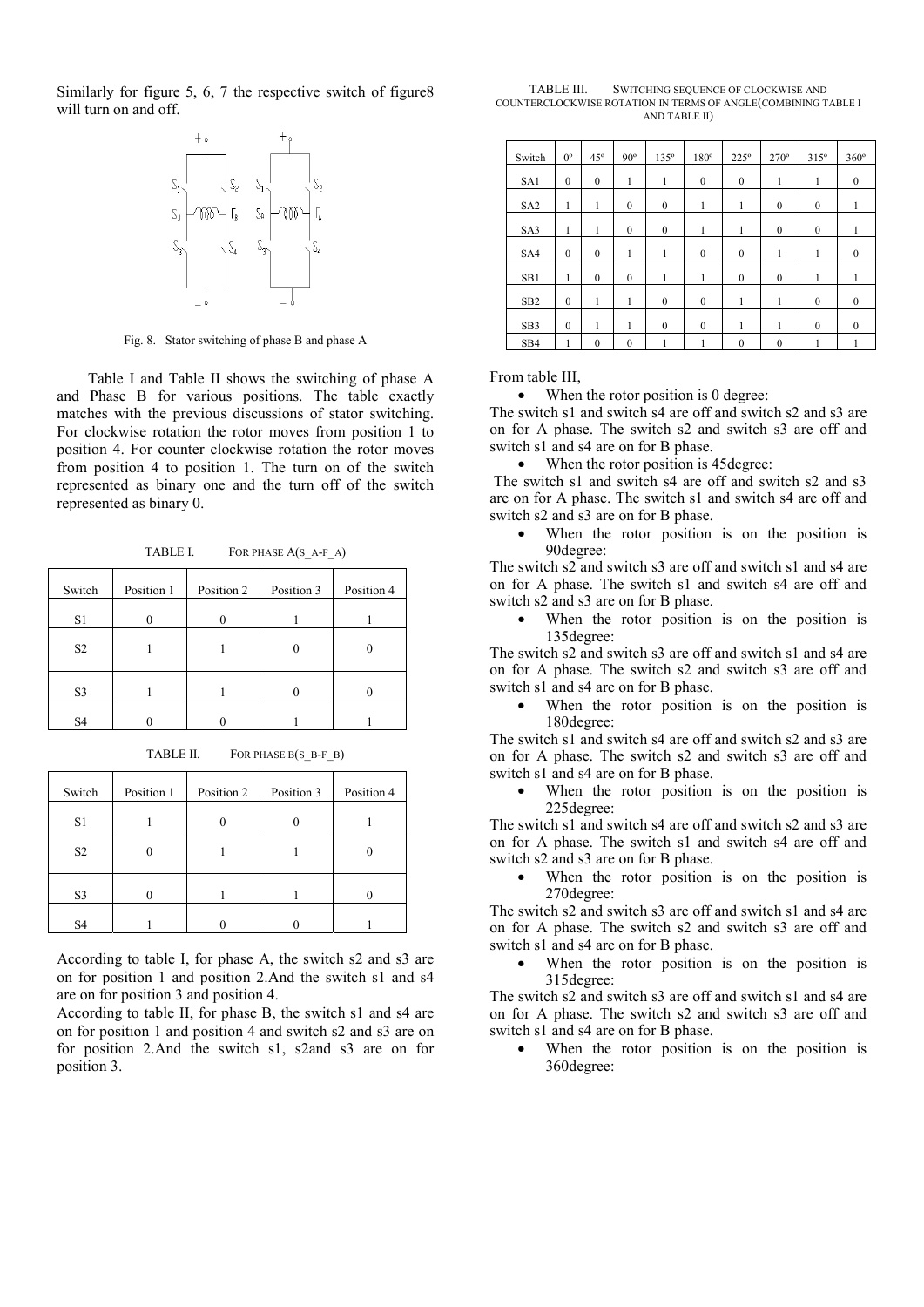Similarly for figure 5, 6, 7 the respective switch of figure8 will turn on and off.

Fig. 8. Stator switching of phase B and phase A

Table I and Table II shows the switching of phase A and Phase B for various positions. The table exactly matches with the previous discussions of stator switching. For clockwise rotation the rotor moves from position 1 to position 4. For counter clockwise rotation the rotor moves from position 4 to position 1. The turn on of the switch represented as binary one and the turn off of the switch represented as binary 0.

TABLE I. FOR PHASE A(S_A-F_A)

| Switch | Position 1 | Position 2 | Position 3 | Position 4 |
|---|---|---|---|---|
| S1 | 0 | 0 | 1 | 1 |
| S2 | 1 | 1 | 0 | 0 |
| S3 | 1 | 1 | 0 | 0 |
| S4 | 0 | 0 | 1 | 1 |

TABLE II. FOR PHASE B(S_B-F_B)

| Switch | Position 1 | Position 2 | Position 3 | Position 4 |
|---|---|---|---|---|
| S1 | 1 | 0 | 0 | 1 |
| S2 | 0 | 1 | 1 | 0 |
| S3 | 0 | 1 | 1 | 0 |
| S4 | 1 | 0 | 0 | 1 |

According to table I, for phase A, the switch s2 and s3 are on for position 1 and position 2.And the switch s1 and s4 are on for position 3 and position 4.

According to table II, for phase B, the switch s1 and s4 are on for position 1 and position 4 and switch s2 and s3 are on for position 2.And the switch s1, s2and s3 are on for position 3.

TABLE III. SWITCHING SEQUENCE OF CLOCKWISE AND COUNTERCLOCKWISE ROTATION IN TERMS OF ANGLE(COMBINING TABLE I AND TABLE II)

| Switch | 0º | 45º | 90º | 135º | 180º | 225º | 270º | 315º | 360º |
|---|---|---|---|---|---|---|---|---|---|
| SA1 | 0 | 0 | 1 | 1 | 0 | 0 | 1 | 1 | 0 |
| SA2 | 1 | 1 | 0 | 0 | 1 | 1 | 0 | 0 | 1 |
| SA3 | 1 | 1 | 0 | 0 | 1 | 1 | 0 | 0 | 1 |
| SA4 | 0 | 0 | 1 | 1 | 0 | 0 | 1 | 1 | 0 |
| SB1 | 1 | 0 | 0 | 1 | 1 | 0 | 0 | 1 | 1 |
| SB2 | 0 | 1 | 1 | 0 | 0 | 1 | 1 | 0 | 0 |
| SB3 | 0 | 1 | 1 | 0 | 0 | 1 | 1 | 0 | 0 |
| SB4 | 1 | 0 | 0 | 1 | 1 | 0 | 0 | 1 | 1 |

From table III,

- When the rotor position is 0 degree:

The switch s1 and switch s4 are off and switch s2 and s3 are on for A phase. The switch s2 and switch s3 are off and switch s1 and s4 are on for B phase.

- When the rotor position is 45degree:

The switch s1 and switch s4 are off and switch s2 and s3 are on for A phase. The switch s1 and switch s4 are off and switch s2 and s3 are on for B phase.

- When the rotor position is on the position is 90degree:

The switch s2 and switch s3 are off and switch s1 and s4 are on for A phase. The switch s1 and switch s4 are off and switch s2 and s3 are on for B phase.

- When the rotor position is on the position is 135degree:

The switch s2 and switch s3 are off and switch s1 and s4 are on for A phase. The switch s2 and switch s3 are off and switch s1 and s4 are on for B phase.

- When the rotor position is on the position is 180degree:

The switch s1 and switch s4 are off and switch s2 and s3 are on for A phase. The switch s2 and switch s3 are off and switch s1 and s4 are on for B phase.

- When the rotor position is on the position is 225degree:

The switch s1 and switch s4 are off and switch s2 and s3 are on for A phase. The switch s1 and switch s4 are off and switch s2 and s3 are on for B phase.

- When the rotor position is on the position is 270degree:

The switch s2 and switch s3 are off and switch s1 and s4 are on for A phase. The switch s2 and switch s3 are off and switch s1 and s4 are on for B phase.

- When the rotor position is on the position is 315degree:

The switch s2 and switch s3 are off and switch s1 and s4 are on for A phase. The switch s2 and switch s3 are off and switch s1 and s4 are on for B phase.

- When the rotor position is on the position is 360degree: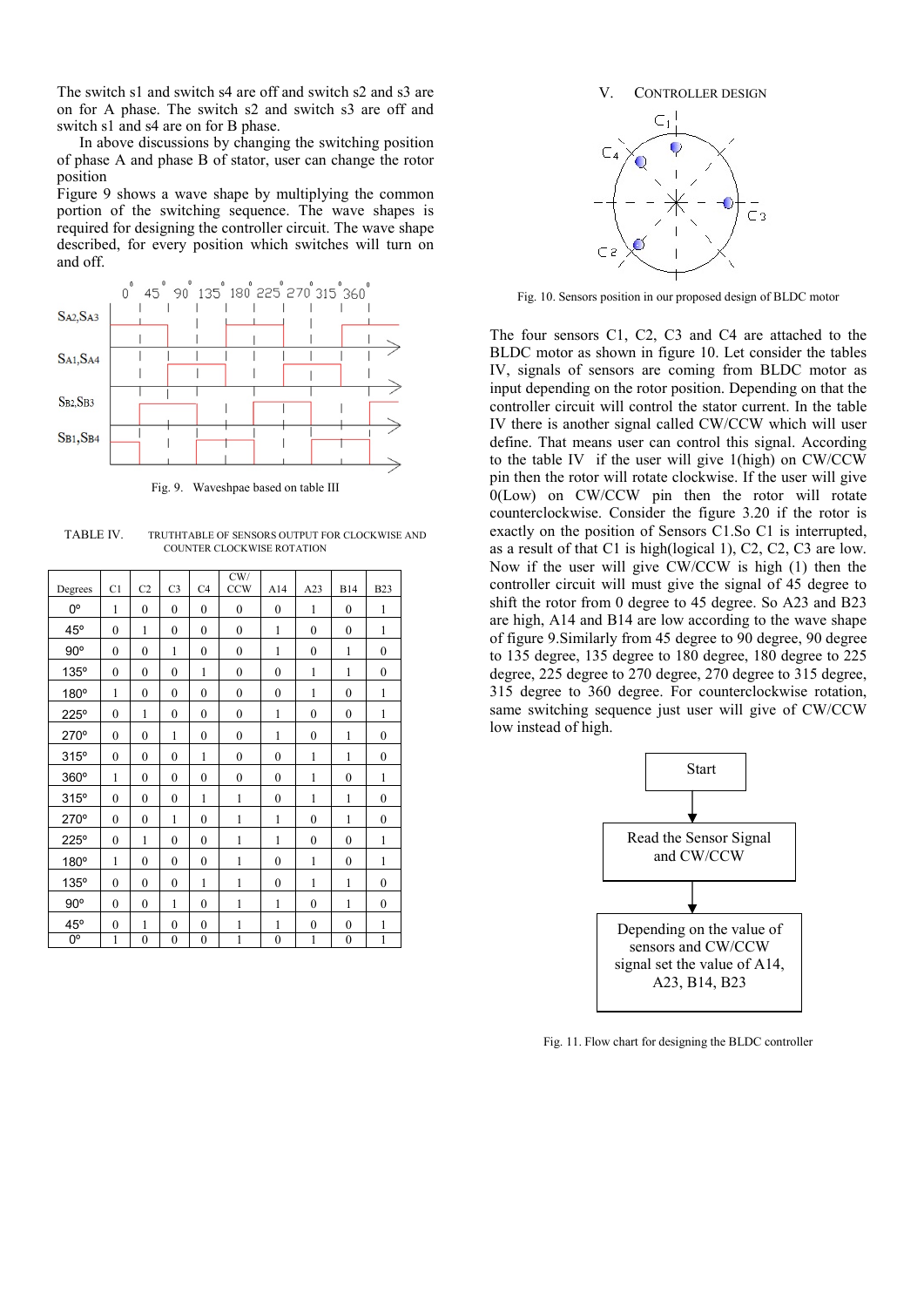The switch s1 and switch s4 are off and switch s2 and s3 are on for A phase. The switch s2 and switch s3 are off and switch s1 and s4 are on for B phase.

In above discussions by changing the switching position of phase A and phase B of stator, user can change the rotor position

Figure 9 shows a wave shape by multiplying the common portion of the switching sequence. The wave shapes is required for designing the controller circuit. The wave shape described, for every position which switches will turn on and off.

Fig. 9. Waveshpae based on table III

TABLE IV. TRUTHTABLE OF SENSORS OUTPUT FOR CLOCKWISE AND COUNTER CLOCKWISE ROTATION

| Degrees | C1 | C2 | C3 | C4 | CW/ CCW | A14 | A23 | B14 | B23 |
|---|---|---|---|---|---|---|---|---|---|
| 0° | 1 | 0 | 0 | 0 | 0 | 0 | 1 | 0 | 1 |
| 45° | 0 | 1 | 0 | 0 | 0 | 1 | 0 | 0 | 1 |
| 90° | 0 | 0 | 1 | 0 | 0 | 1 | 0 | 1 | 0 |
| 135° | 0 | 0 | 0 | 1 | 0 | 0 | 1 | 1 | 0 |
| 180° | 1 | 0 | 0 | 0 | 0 | 0 | 1 | 0 | 1 |
| 225° | 0 | 1 | 0 | 0 | 0 | 1 | 0 | 0 | 1 |
| 270° | 0 | 0 | 1 | 0 | 0 | 1 | 0 | 1 | 0 |
| 315° | 0 | 0 | 0 | 1 | 0 | 0 | 1 | 1 | 0 |
| 360° | 1 | 0 | 0 | 0 | 0 | 0 | 1 | 0 | 1 |
| 315° | 0 | 0 | 0 | 1 | 1 | 0 | 1 | 1 | 0 |
| 270° | 0 | 0 | 1 | 0 | 1 | 1 | 0 | 1 | 0 |
| 225° | 0 | 1 | 0 | 0 | 1 | 1 | 0 | 0 | 1 |
| 180° | 1 | 0 | 0 | 0 | 1 | 0 | 1 | 0 | 1 |
| 135° | 0 | 0 | 0 | 1 | 1 | 0 | 1 | 1 | 0 |
| 90° | 0 | 0 | 1 | 0 | 1 | 1 | 0 | 1 | 0 |
| 45° | 0 | 1 | 0 | 0 | 1 | 1 | 0 | 0 | 1 |
| 0° | 1 | 0 | 0 | 0 | 1 | 0 | 1 | 0 | 1 |

## V. CONTROLLER DESIGN

Fig. 10. Sensors position in our proposed design of BLDC motor

The four sensors C1, C2, C3 and C4 are attached to the BLDC motor as shown in figure 10. Let consider the tables IV, signals of sensors are coming from BLDC motor as input depending on the rotor position. Depending on that the controller circuit will control the stator current. In the table IV there is another signal called CW/CCW which will user define. That means user can control this signal. According to the table IV if the user will give 1(high) on CW/CCW pin then the rotor will rotate clockwise. If the user will give 0(Low) on CW/CCW pin then the rotor will rotate counterclockwise. Consider the figure 3.20 if the rotor is exactly on the position of Sensors C1.So C1 is interrupted, as a result of that C1 is high(logical 1), C2, C2, C3 are low. Now if the user will give CW/CCW is high (1) then the controller circuit will must give the signal of 45 degree to shift the rotor from 0 degree to 45 degree. So A23 and B23 are high, A14 and B14 are low according to the wave shape of figure 9.Similarly from 45 degree to 90 degree, 90 degree to 135 degree, 135 degree to 180 degree, 180 degree to 225 degree, 225 degree to 270 degree, 270 degree to 315 degree, 315 degree to 360 degree. For counterclockwise rotation, same switching sequence just user will give of CW/CCW low instead of high.

```
Start
  ↓
Read the Sensor Signal and CW/CCW
  ↓
Depending on the value of sensors and CW/CCW signal set the value of A14, A23, B14, B23
```

Fig. 11. Flow chart for designing the BLDC controller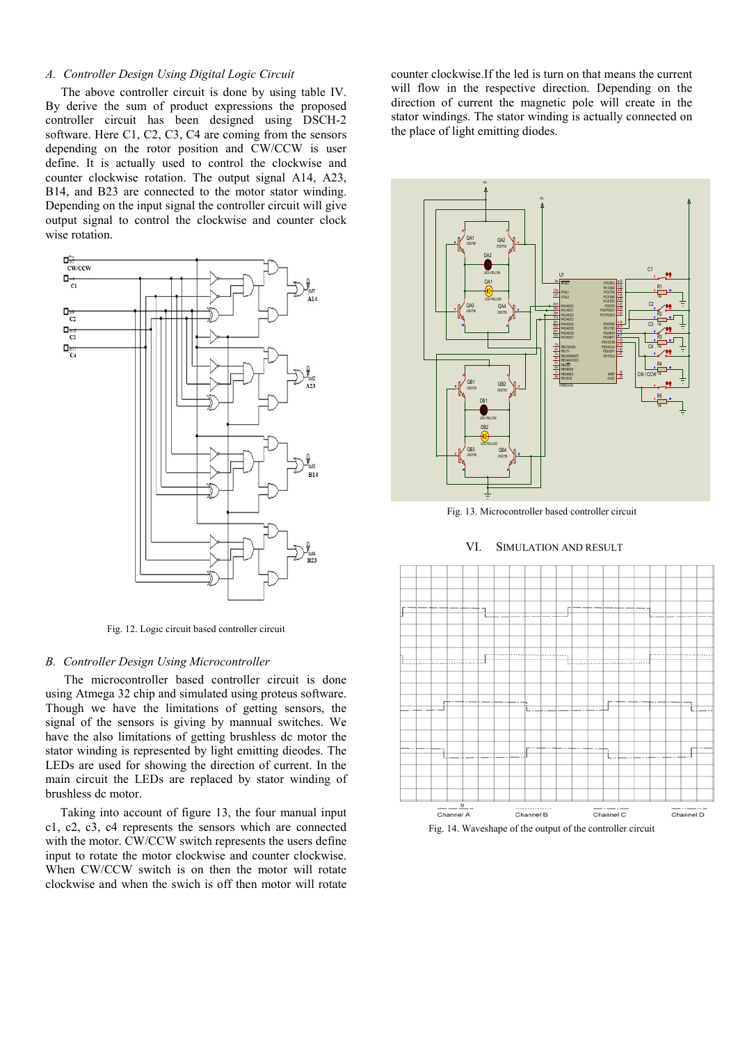### A. Controller Design Using Digital Logic Circuit

The above controller circuit is done by using table IV. By derive the sum of product expressions the proposed controller circuit has been designed using DSCH-2 software. Here C1, C2, C3, C4 are coming from the sensors depending on the rotor position and CW/CCW is user define. It is actually used to control the clockwise and counter clockwise rotation. The output signal A14, A23, B14, and B23 are connected to the motor stator winding. Depending on the input signal the controller circuit will give output signal to control the clockwise and counter clock wise rotation.

Fig. 12. Logic circuit based controller circuit

### B. Controller Design Using Microcontroller

The microcontroller based controller circuit is done using Atmega 32 chip and simulated using proteus software. Though we have the limitations of getting sensors, the signal of the sensors is giving by mannual switches. We have the also limitations of getting brushless dc motor the stator winding is represented by light emitting dieodes. The LEDs are used for showing the direction of current. In the main circuit the LEDs are replaced by stator winding of brushless dc motor.

Taking into account of figure 13, the four manual input c1, c2, c3, c4 represents the sensors which are connected with the motor. CW/CCW switch represents the users define input to rotate the motor clockwise and counter clockwise. When CW/CCW switch is on then the motor will rotate clockwise and when the swich is off then motor will rotate counter clockwise.If the led is turn on that means the current will flow in the respective direction. Depending on the direction of current the magnetic pole will create in the stator windings. The stator winding is actually connected on the place of light emitting diodes.

Fig. 13. Microcontroller based controller circuit

## VI. SIMULATION AND RESULT

Fig. 14. Waveshape of the output of the controller circuit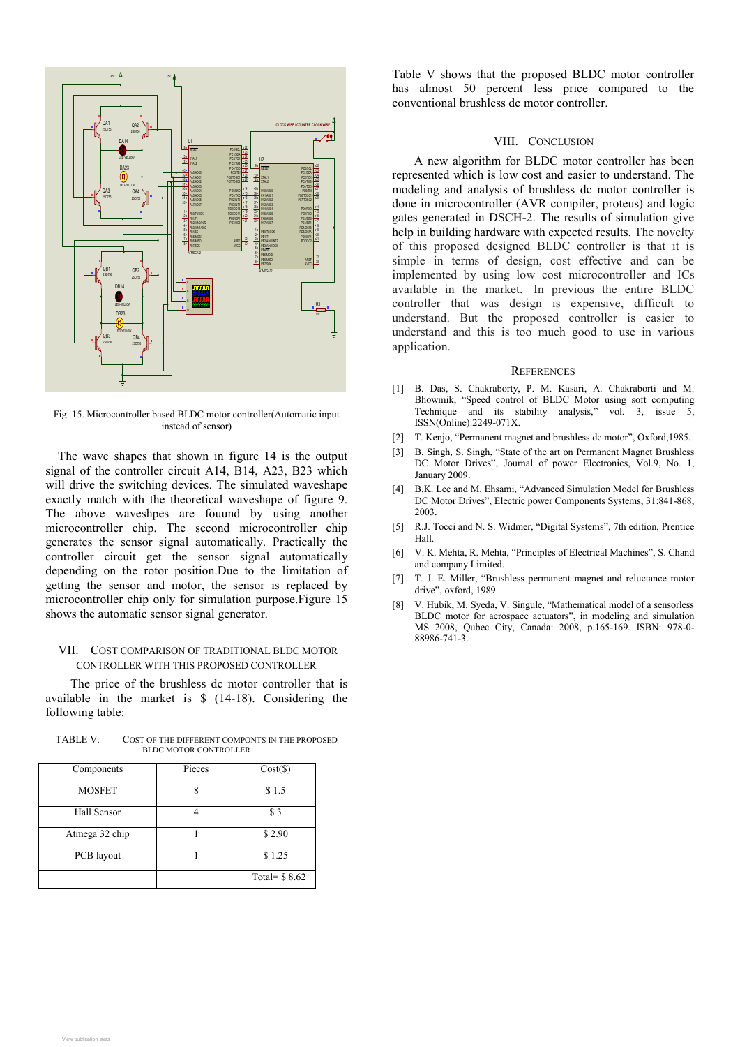Fig. 15. Microcontroller based BLDC motor controller(Automatic input instead of sensor)

The wave shapes that shown in figure 14 is the output signal of the controller circuit A14, B14, A23, B23 which will drive the switching devices. The simulated waveshape exactly match with the theoretical waveshape of figure 9. The above waveshpes are fouund by using another microcontroller chip. The second microcontroller chip generates the sensor signal automatically. Practically the controller circuit get the sensor signal automatically depending on the rotor position.Due to the limitation of getting the sensor and motor, the sensor is replaced by microcontroller chip only for simulation purpose.Figure 15 shows the automatic sensor signal generator.

## VII. Cost Comparison of Traditional BLDC Motor Controller with This Proposed Controller

The price of the brushless dc motor controller that is available in the market is $ (14-18). Considering the following table:

TABLE V. Cost of the different compents in the proposed BLDC motor controller

| Components | Pieces | Cost($) |
|---|---|---|
| MOSFET | 8 | $ 1.5 |
| Hall Sensor | 4 | $ 3 |
| Atmega 32 chip | 1 | $ 2.90 |
| PCB layout | 1 | $ 1.25 |
| | | Total= $ 8.62 |

Table V shows that the proposed BLDC motor controller has almost 50 percent less price compared to the conventional brushless dc motor controller.

## VIII. Conclusion

A new algorithm for BLDC motor controller has been represented which is low cost and easier to understand. The modeling and analysis of brushless dc motor controller is done in microcontroller (AVR compiler, proteus) and logic gates generated in DSCH-2. The results of simulation give help in building hardware with expected results. The novelty of this proposed designed BLDC controller is that it is simple in terms of design, cost effective and can be implemented by using low cost microcontroller and ICs available in the market. In previous the entire BLDC controller that was design is expensive, difficult to understand. But the proposed controller is easier to understand and this is too much good to use in various application.

## References

[1] B. Das, S. Chakraborty, P. M. Kasari, A. Chakraborti and M. Bhowmik, "Speed control of BLDC Motor using soft computing Technique and its stability analysis," vol. 3, issue 5, ISSN(Online):2249-071X.

[2] T. Kenjo, "Permanent magnet and brushless dc motor", Oxford,1985.

[3] B. Singh, S. Singh, "State of the art on Permanent Magnet Brushless DC Motor Drives", Journal of power Electronics, Vol.9, No. 1, January 2009.

[4] B.K. Lee and M. Ehsami, "Advanced Simulation Model for Brushless DC Motor Drives", Electric power Components Systems, 31:841-868, 2003.

[5] R.J. Tocci and N. S. Widmer, "Digital Systems", 7th edition, Prentice Hall.

[6] V. K. Mehta, R. Mehta, "Principles of Electrical Machines", S. Chand and company Limited.

[7] T. J. E. Miller, "Brushless permanent magnet and reluctance motor drive", oxford, 1989.

[8] V. Hubik, M. Syeda, V. Singule, "Mathematical model of a sensorless BLDC motor for aerospace actuators", in modeling and simulation MS 2008, Qubec City, Canada: 2008, p.165-169. ISBN: 978-0-88986-741-3.